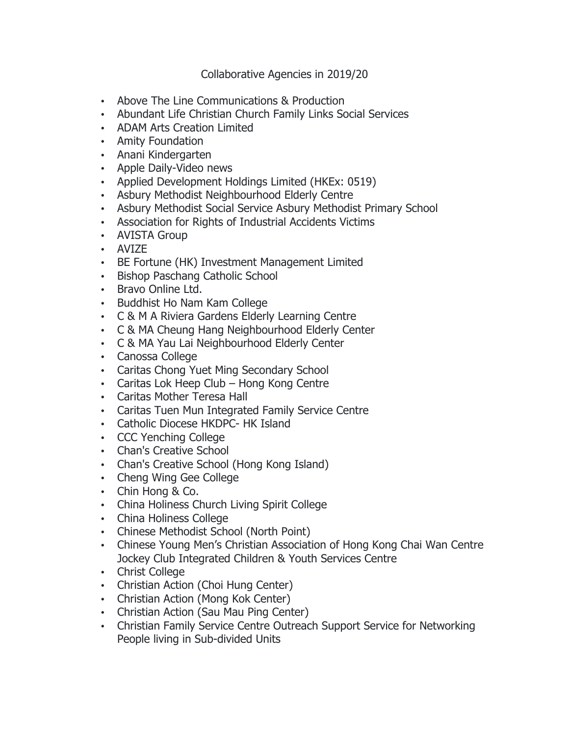# Collaborative Agencies in 2019/20

- Above The Line Communications & Production
- Abundant Life Christian Church Family Links Social Services
- ADAM Arts Creation Limited
- Amity Foundation
- Anani Kindergarten
- Apple Daily-Video news
- Applied Development Holdings Limited (HKEx: 0519)
- Asbury Methodist Neighbourhood Elderly Centre
- Asbury Methodist Social Service Asbury Methodist Primary School
- Association for Rights of Industrial Accidents Victims
- AVISTA Group
- AVIZE
- BE Fortune (HK) Investment Management Limited
- Bishop Paschang Catholic School
- Bravo Online Ltd.
- Buddhist Ho Nam Kam College
- C & M A Riviera Gardens Elderly Learning Centre
- C & MA Cheung Hang Neighbourhood Elderly Center
- C & MA Yau Lai Neighbourhood Elderly Center
- Canossa College
- Caritas Chong Yuet Ming Secondary School
- Caritas Lok Heep Club – Hong Kong Centre
- Caritas Mother Teresa Hall
- Caritas Tuen Mun Integrated Family Service Centre
- Catholic Diocese HKDPC- HK Island
- CCC Yenching College
- Chan's Creative School
- Chan's Creative School (Hong Kong Island)
- Cheng Wing Gee College
- Chin Hong & Co.
- China Holiness Church Living Spirit College
- China Holiness College
- Chinese Methodist School (North Point)
- Chinese Young Men's Christian Association of Hong Kong Chai Wan Centre Jockey Club Integrated Children & Youth Services Centre
- Christ College
- Christian Action (Choi Hung Center)
- Christian Action (Mong Kok Center)
- Christian Action (Sau Mau Ping Center)
- Christian Family Service Centre Outreach Support Service for Networking People living in Sub-divided Units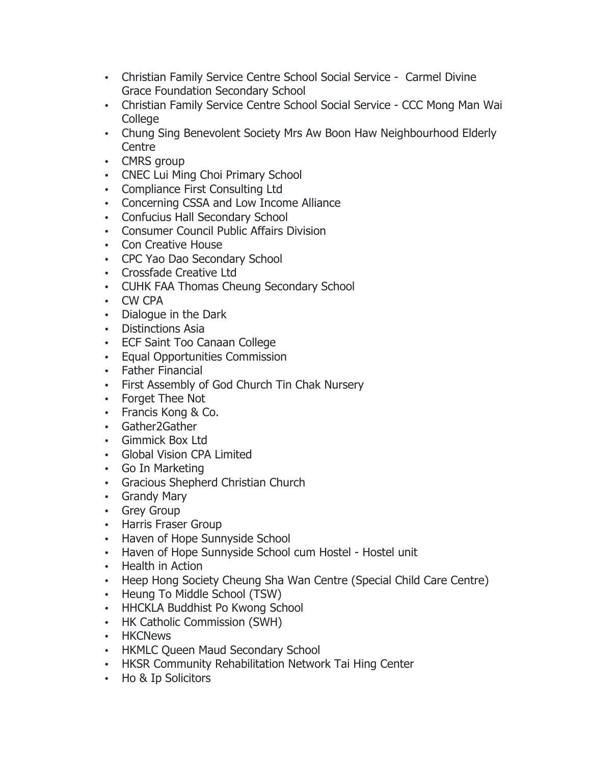- Christian Family Service Centre School Social Service -  Carmel Divine Grace Foundation Secondary School
- Christian Family Service Centre School Social Service - CCC Mong Man Wai College
- Chung Sing Benevolent Society Mrs Aw Boon Haw Neighbourhood Elderly Centre
- CMRS group
- CNEC Lui Ming Choi Primary School
- Compliance First Consulting Ltd
- Concerning CSSA and Low Income Alliance
- Confucius Hall Secondary School
- Consumer Council Public Affairs Division
- Con Creative House
- CPC Yao Dao Secondary School
- Crossfade Creative Ltd
- CUHK FAA Thomas Cheung Secondary School
- CW CPA
- Dialogue in the Dark
- Distinctions Asia
- ECF Saint Too Canaan College
- Equal Opportunities Commission
- Father Financial
- First Assembly of God Church Tin Chak Nursery
- Forget Thee Not
- Francis Kong & Co.
- Gather2Gather
- Gimmick Box Ltd
- Global Vision CPA Limited
- Go In Marketing
- Gracious Shepherd Christian Church
- Grandy Mary
- Grey Group
- Harris Fraser Group
- Haven of Hope Sunnyside School
- Haven of Hope Sunnyside School cum Hostel - Hostel unit
- Health in Action
- Heep Hong Society Cheung Sha Wan Centre (Special Child Care Centre)
- Heung To Middle School (TSW)
- HHCKLA Buddhist Po Kwong School
- HK Catholic Commission (SWH)
- HKCNews
- HKMLC Queen Maud Secondary School
- HKSR Community Rehabilitation Network Tai Hing Center
- Ho & Ip Solicitors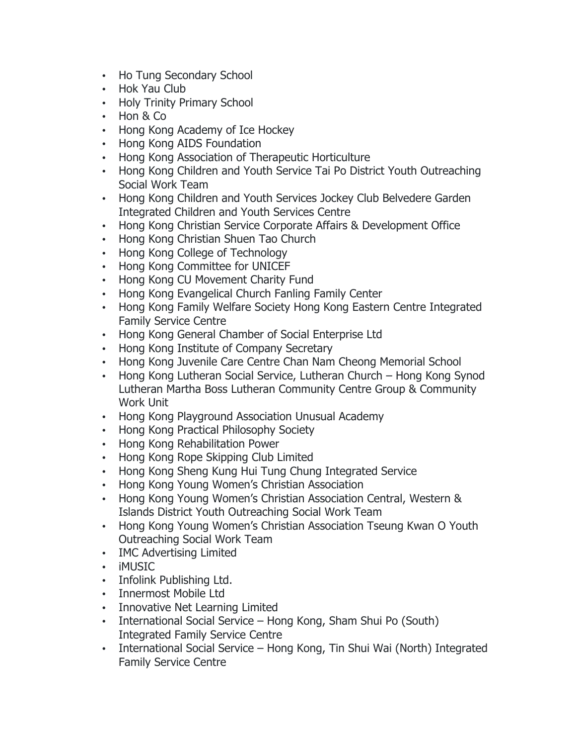- Ho Tung Secondary School
- Hok Yau Club
- Holy Trinity Primary School
- Hon & Co
- Hong Kong Academy of Ice Hockey
- Hong Kong AIDS Foundation
- Hong Kong Association of Therapeutic Horticulture
- Hong Kong Children and Youth Service Tai Po District Youth Outreaching Social Work Team
- Hong Kong Children and Youth Services Jockey Club Belvedere Garden Integrated Children and Youth Services Centre
- Hong Kong Christian Service Corporate Affairs & Development Office
- Hong Kong Christian Shuen Tao Church
- Hong Kong College of Technology
- Hong Kong Committee for UNICEF
- Hong Kong CU Movement Charity Fund
- Hong Kong Evangelical Church Fanling Family Center
- Hong Kong Family Welfare Society Hong Kong Eastern Centre Integrated Family Service Centre
- Hong Kong General Chamber of Social Enterprise Ltd
- Hong Kong Institute of Company Secretary
- Hong Kong Juvenile Care Centre Chan Nam Cheong Memorial School
- Hong Kong Lutheran Social Service, Lutheran Church – Hong Kong Synod Lutheran Martha Boss Lutheran Community Centre Group & Community Work Unit
- Hong Kong Playground Association Unusual Academy
- Hong Kong Practical Philosophy Society
- Hong Kong Rehabilitation Power
- Hong Kong Rope Skipping Club Limited
- Hong Kong Sheng Kung Hui Tung Chung Integrated Service
- Hong Kong Young Women's Christian Association
- Hong Kong Young Women's Christian Association Central, Western & Islands District Youth Outreaching Social Work Team
- Hong Kong Young Women's Christian Association Tseung Kwan O Youth Outreaching Social Work Team
- IMC Advertising Limited
- iMUSIC
- Infolink Publishing Ltd.
- Innermost Mobile Ltd
- Innovative Net Learning Limited
- International Social Service – Hong Kong, Sham Shui Po (South) Integrated Family Service Centre
- International Social Service – Hong Kong, Tin Shui Wai (North) Integrated Family Service Centre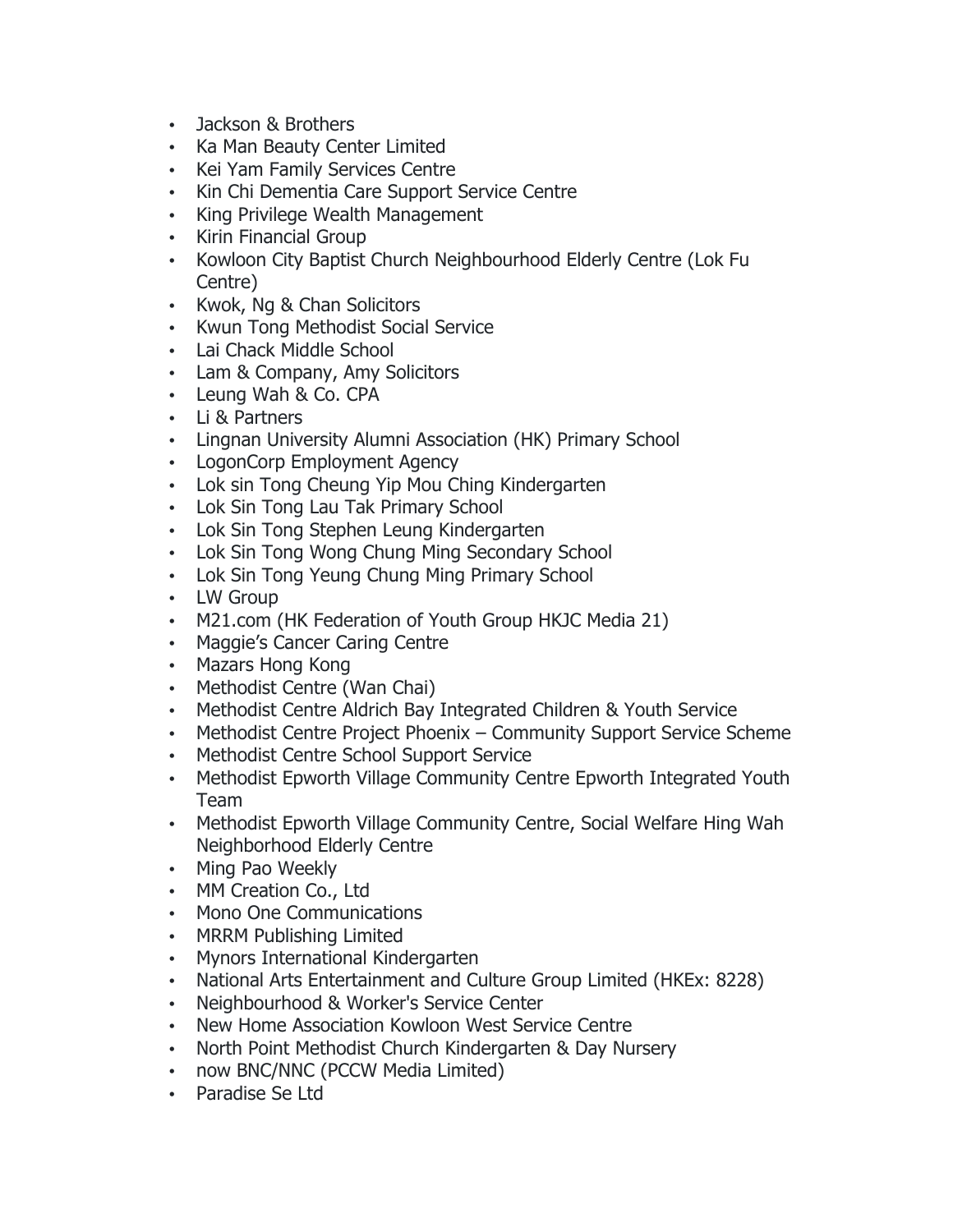- Jackson & Brothers
- Ka Man Beauty Center Limited
- Kei Yam Family Services Centre
- Kin Chi Dementia Care Support Service Centre
- King Privilege Wealth Management
- Kirin Financial Group
- Kowloon City Baptist Church Neighbourhood Elderly Centre (Lok Fu Centre)
- Kwok, Ng & Chan Solicitors
- Kwun Tong Methodist Social Service
- Lai Chack Middle School
- Lam & Company, Amy Solicitors
- Leung Wah & Co. CPA
- Li & Partners
- Lingnan University Alumni Association (HK) Primary School
- LogonCorp Employment Agency
- Lok sin Tong Cheung Yip Mou Ching Kindergarten
- Lok Sin Tong Lau Tak Primary School
- Lok Sin Tong Stephen Leung Kindergarten
- Lok Sin Tong Wong Chung Ming Secondary School
- Lok Sin Tong Yeung Chung Ming Primary School
- LW Group
- M21.com (HK Federation of Youth Group HKJC Media 21)
- Maggie's Cancer Caring Centre
- Mazars Hong Kong
- Methodist Centre (Wan Chai)
- Methodist Centre Aldrich Bay Integrated Children & Youth Service
- Methodist Centre Project Phoenix – Community Support Service Scheme
- Methodist Centre School Support Service
- Methodist Epworth Village Community Centre Epworth Integrated Youth Team
- Methodist Epworth Village Community Centre, Social Welfare Hing Wah Neighborhood Elderly Centre
- Ming Pao Weekly
- MM Creation Co., Ltd
- Mono One Communications
- MRRM Publishing Limited
- Mynors International Kindergarten
- National Arts Entertainment and Culture Group Limited (HKEx: 8228)
- Neighbourhood & Worker's Service Center
- New Home Association Kowloon West Service Centre
- North Point Methodist Church Kindergarten & Day Nursery
- now BNC/NNC (PCCW Media Limited)
- Paradise Se Ltd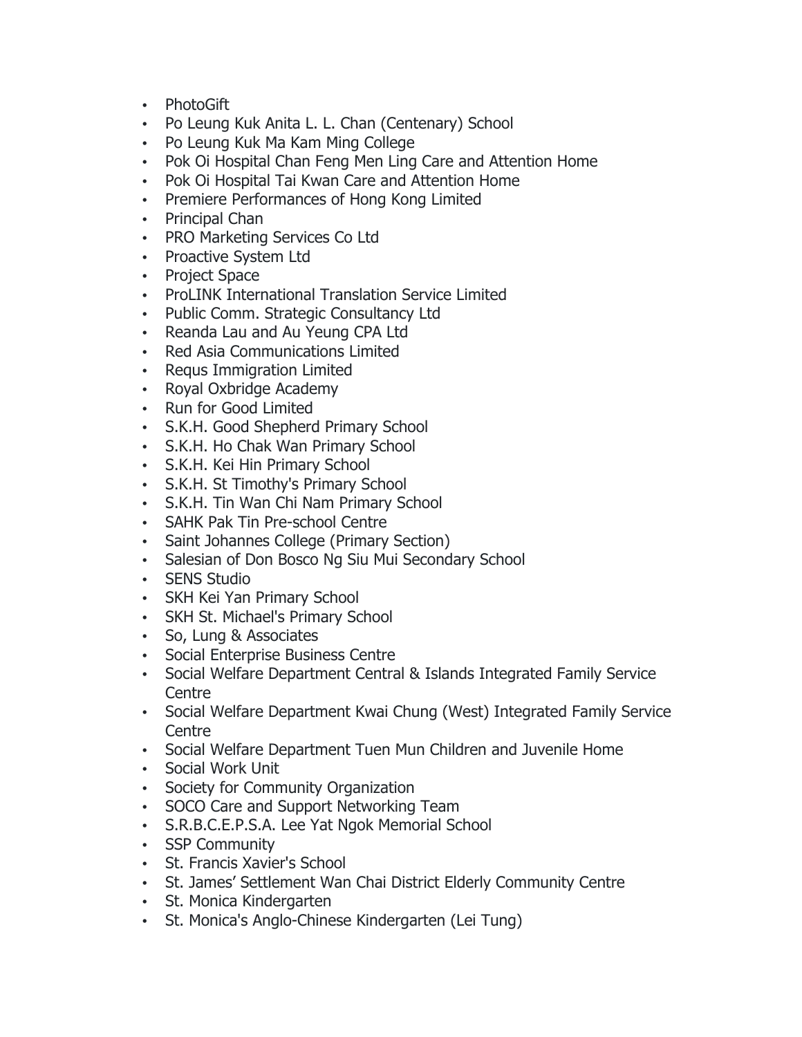- PhotoGift
- Po Leung Kuk Anita L. L. Chan (Centenary) School
- Po Leung Kuk Ma Kam Ming College
- Pok Oi Hospital Chan Feng Men Ling Care and Attention Home
- Pok Oi Hospital Tai Kwan Care and Attention Home
- Premiere Performances of Hong Kong Limited
- Principal Chan
- PRO Marketing Services Co Ltd
- Proactive System Ltd
- Project Space
- ProLINK International Translation Service Limited
- Public Comm. Strategic Consultancy Ltd
- Reanda Lau and Au Yeung CPA Ltd
- Red Asia Communications Limited
- Requs Immigration Limited
- Royal Oxbridge Academy
- Run for Good Limited
- S.K.H. Good Shepherd Primary School
- S.K.H. Ho Chak Wan Primary School
- S.K.H. Kei Hin Primary School
- S.K.H. St Timothy's Primary School
- S.K.H. Tin Wan Chi Nam Primary School
- SAHK Pak Tin Pre-school Centre
- Saint Johannes College (Primary Section)
- Salesian of Don Bosco Ng Siu Mui Secondary School
- SENS Studio
- SKH Kei Yan Primary School
- SKH St. Michael's Primary School
- So, Lung & Associates
- Social Enterprise Business Centre
- Social Welfare Department Central & Islands Integrated Family Service Centre
- Social Welfare Department Kwai Chung (West) Integrated Family Service Centre
- Social Welfare Department Tuen Mun Children and Juvenile Home
- Social Work Unit
- Society for Community Organization
- SOCO Care and Support Networking Team
- S.R.B.C.E.P.S.A. Lee Yat Ngok Memorial School
- SSP Community
- St. Francis Xavier's School
- St. James' Settlement Wan Chai District Elderly Community Centre
- St. Monica Kindergarten
- St. Monica's Anglo-Chinese Kindergarten (Lei Tung)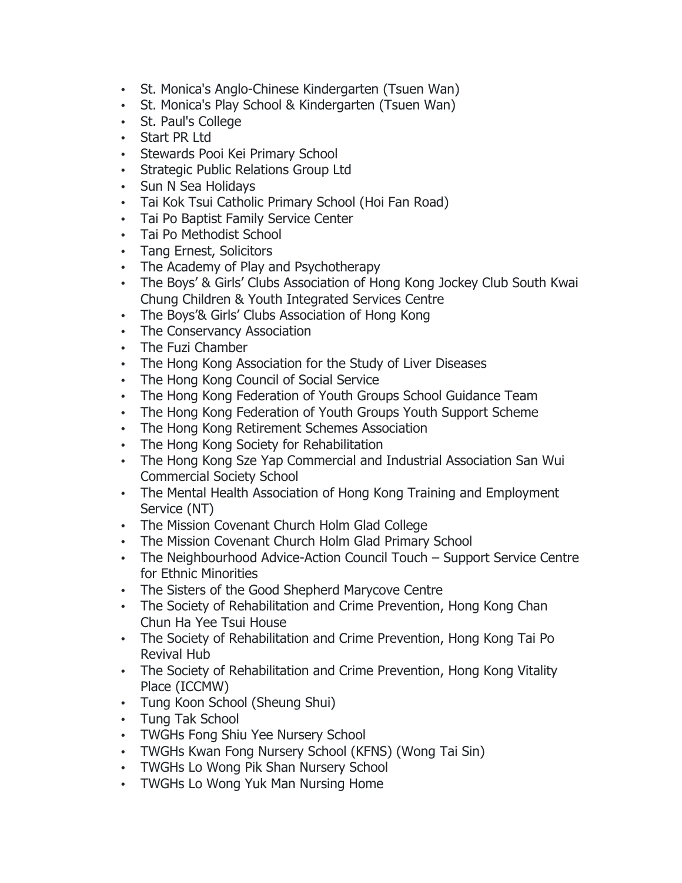- St. Monica's Anglo-Chinese Kindergarten (Tsuen Wan)
- St. Monica's Play School & Kindergarten (Tsuen Wan)
- St. Paul's College
- Start PR Ltd
- Stewards Pooi Kei Primary School
- Strategic Public Relations Group Ltd
- Sun N Sea Holidays
- Tai Kok Tsui Catholic Primary School (Hoi Fan Road)
- Tai Po Baptist Family Service Center
- Tai Po Methodist School
- Tang Ernest, Solicitors
- The Academy of Play and Psychotherapy
- The Boys' & Girls' Clubs Association of Hong Kong Jockey Club South Kwai Chung Children & Youth Integrated Services Centre
- The Boys'& Girls' Clubs Association of Hong Kong
- The Conservancy Association
- The Fuzi Chamber
- The Hong Kong Association for the Study of Liver Diseases
- The Hong Kong Council of Social Service
- The Hong Kong Federation of Youth Groups School Guidance Team
- The Hong Kong Federation of Youth Groups Youth Support Scheme
- The Hong Kong Retirement Schemes Association
- The Hong Kong Society for Rehabilitation
- The Hong Kong Sze Yap Commercial and Industrial Association San Wui Commercial Society School
- The Mental Health Association of Hong Kong Training and Employment Service (NT)
- The Mission Covenant Church Holm Glad College
- The Mission Covenant Church Holm Glad Primary School
- The Neighbourhood Advice-Action Council Touch – Support Service Centre for Ethnic Minorities
- The Sisters of the Good Shepherd Marycove Centre
- The Society of Rehabilitation and Crime Prevention, Hong Kong Chan Chun Ha Yee Tsui House
- The Society of Rehabilitation and Crime Prevention, Hong Kong Tai Po Revival Hub
- The Society of Rehabilitation and Crime Prevention, Hong Kong Vitality Place (ICCMW)
- Tung Koon School (Sheung Shui)
- Tung Tak School
- TWGHs Fong Shiu Yee Nursery School
- TWGHs Kwan Fong Nursery School (KFNS) (Wong Tai Sin)
- TWGHs Lo Wong Pik Shan Nursery School
- TWGHs Lo Wong Yuk Man Nursing Home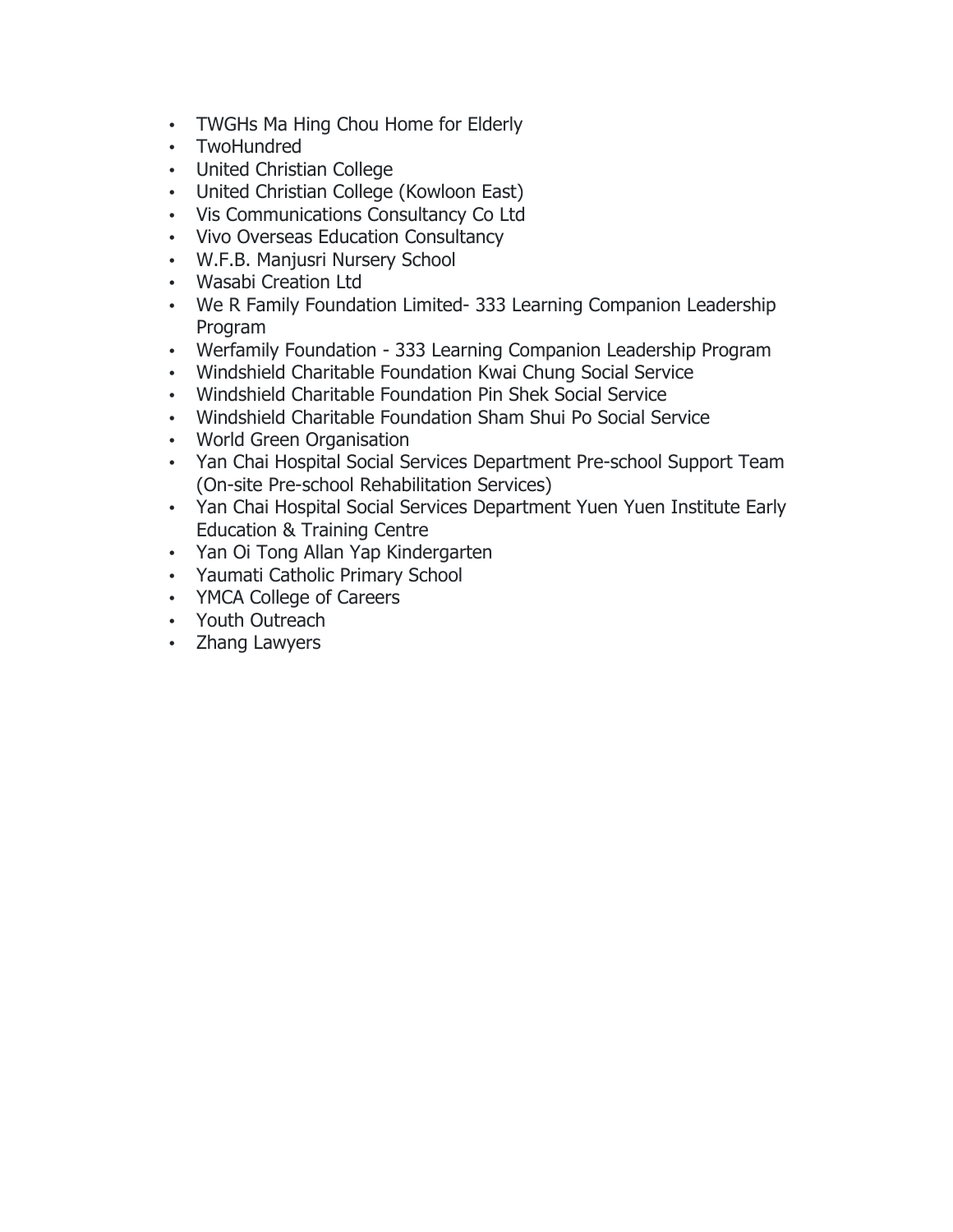- TWGHs Ma Hing Chou Home for Elderly
- TwoHundred
- United Christian College
- United Christian College (Kowloon East)
- Vis Communications Consultancy Co Ltd
- Vivo Overseas Education Consultancy
- W.F.B. Manjusri Nursery School
- Wasabi Creation Ltd
- We R Family Foundation Limited- 333 Learning Companion Leadership Program
- Werfamily Foundation - 333 Learning Companion Leadership Program
- Windshield Charitable Foundation Kwai Chung Social Service
- Windshield Charitable Foundation Pin Shek Social Service
- Windshield Charitable Foundation Sham Shui Po Social Service
- World Green Organisation
- Yan Chai Hospital Social Services Department Pre-school Support Team (On-site Pre-school Rehabilitation Services)
- Yan Chai Hospital Social Services Department Yuen Yuen Institute Early Education & Training Centre
- Yan Oi Tong Allan Yap Kindergarten
- Yaumati Catholic Primary School
- YMCA College of Careers
- Youth Outreach
- Zhang Lawyers